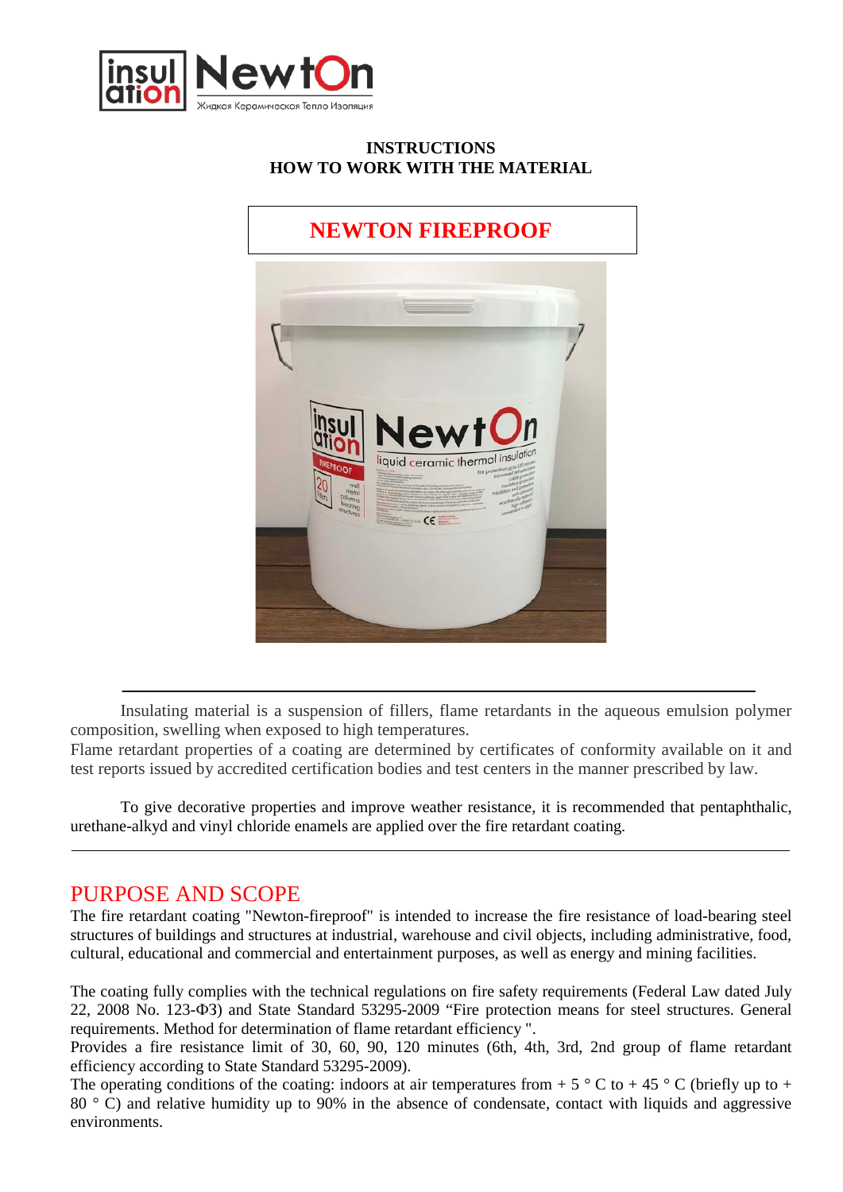# INSTRUCTIONS
# HOW TO WORK WITH THE MATERIAL

## NEWTON FIREPROOF

Insulating material is a suspension of fillers, flame retardants in the aqueous emulsion polymer composition, swelling when exposed to high temperatures.
Flame retardant properties of a coating are determined by certificates of conformity available on it and test reports issued by accredited certification bodies and test centers in the manner prescribed by law.

To give decorative properties and improve weather resistance, it is recommended that pentaphthalic, urethane-alkyd and vinyl chloride enamels are applied over the fire retardant coating.

## PURPOSE AND SCOPE

The fire retardant coating "Newton-fireproof" is intended to increase the fire resistance of load-bearing steel structures of buildings and structures at industrial, warehouse and civil objects, including administrative, food, cultural, educational and commercial and entertainment purposes, as well as energy and mining facilities.

The coating fully complies with the technical regulations on fire safety requirements (Federal Law dated July 22, 2008 No. 123-ФЗ) and State Standard 53295-2009 "Fire protection means for steel structures. General requirements. Method for determination of flame retardant efficiency ".
Provides a fire resistance limit of 30, 60, 90, 120 minutes (6th, 4th, 3rd, 2nd group of flame retardant efficiency according to State Standard 53295-2009).
The operating conditions of the coating: indoors at air temperatures from + 5 ° C to + 45 ° C (briefly up to + 80 ° C) and relative humidity up to 90% in the absence of condensate, contact with liquids and aggressive environments.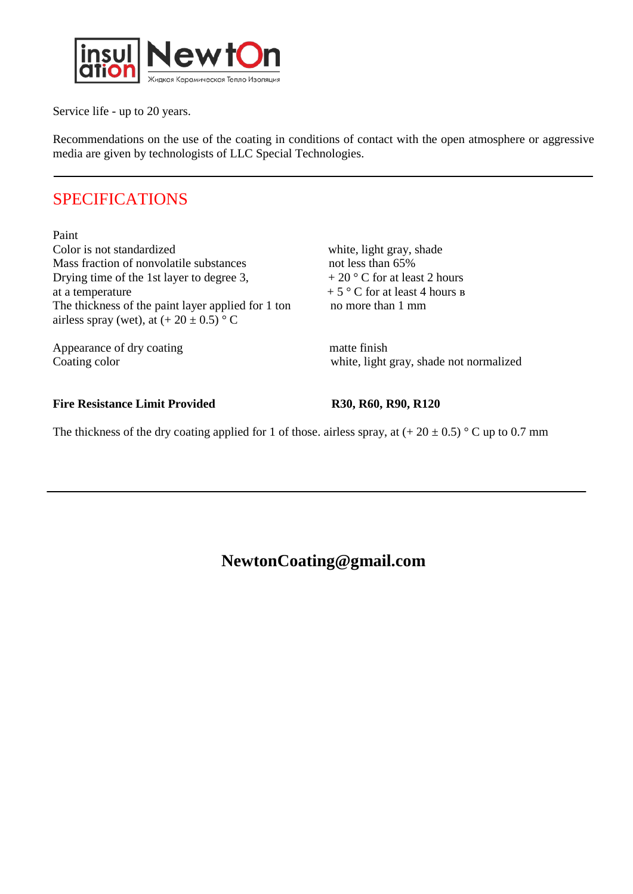Service life - up to 20 years.

Recommendations on the use of the coating in conditions of contact with the open atmosphere or aggressive media are given by technologists of LLC Special Technologies.

---

## SPECIFICATIONS

Paint

| | |
|---|---|
| Color is not standardized | white, light gray, shade |
| Mass fraction of nonvolatile substances | not less than 65% |
| Drying time of the 1st layer to degree 3, at a temperature | + 20 ° C for at least 2 hours<br>+ 5 ° C for at least 4 hours в |
| The thickness of the paint layer applied for 1 ton airless spray (wet), at (+ 20 ± 0.5) ° C | no more than 1 mm |
| Appearance of dry coating | matte finish |
| Coating color | white, light gray, shade not normalized |
| **Fire Resistance Limit Provided** | **R30, R60, R90, R120** |

The thickness of the dry coating applied for 1 of those. airless spray, at (+ 20 ± 0.5) ° C up to 0.7 mm

---

**NewtonCoating@gmail.com**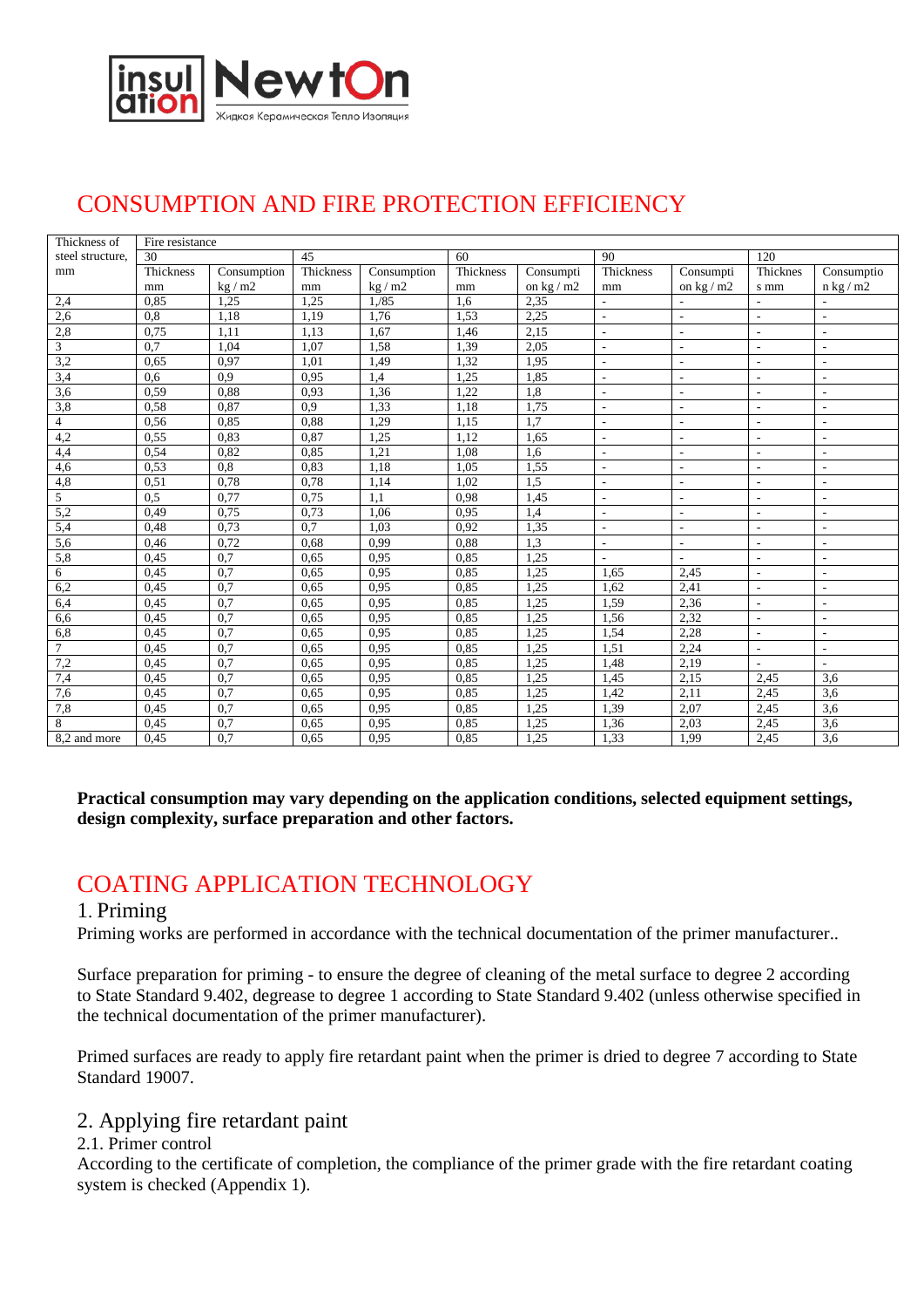# CONSUMPTION AND FIRE PROTECTION EFFICIENCY

| Thickness of steel structure, mm | Fire resistance | | | | | | | | | |
|---|---|---|---|---|---|---|---|---|---|---|
| | 30 | | 45 | | 60 | | 90 | | 120 | |
| | Thickness mm | Consumption kg / m2 | Thickness mm | Consumption kg / m2 | Thickness mm | Consumpti on kg / m2 | Thickness mm | Consumpti on kg / m2 | Thicknes s mm | Consumptio n kg / m2 |
| 2,4 | 0,85 | 1,25 | 1,25 | 1,/85 | 1,6 | 2,35 | - | - | - | - |
| 2,6 | 0,8 | 1,18 | 1,19 | 1,76 | 1,53 | 2,25 | - | - | - | - |
| 2,8 | 0,75 | 1,11 | 1,13 | 1,67 | 1,46 | 2,15 | - | - | - | - |
| 3 | 0,7 | 1,04 | 1,07 | 1,58 | 1,39 | 2,05 | - | - | - | - |
| 3,2 | 0,65 | 0,97 | 1,01 | 1,49 | 1,32 | 1,95 | - | - | - | - |
| 3,4 | 0,6 | 0,9 | 0,95 | 1,4 | 1,25 | 1,85 | - | - | - | - |
| 3,6 | 0,59 | 0,88 | 0,93 | 1,36 | 1,22 | 1,8 | - | - | - | - |
| 3,8 | 0,58 | 0,87 | 0,9 | 1,33 | 1,18 | 1,75 | - | - | - | - |
| 4 | 0,56 | 0,85 | 0,88 | 1,29 | 1,15 | 1,7 | - | - | - | - |
| 4,2 | 0,55 | 0,83 | 0,87 | 1,25 | 1,12 | 1,65 | - | - | - | - |
| 4,4 | 0,54 | 0,82 | 0,85 | 1,21 | 1,08 | 1,6 | - | - | - | - |
| 4,6 | 0,53 | 0,8 | 0,83 | 1,18 | 1,05 | 1,55 | - | - | - | - |
| 4,8 | 0,51 | 0,78 | 0,78 | 1,14 | 1,02 | 1,5 | - | - | - | - |
| 5 | 0,5 | 0,77 | 0,75 | 1,1 | 0,98 | 1,45 | - | - | - | - |
| 5,2 | 0,49 | 0,75 | 0,73 | 1,06 | 0,95 | 1,4 | - | - | - | - |
| 5,4 | 0,48 | 0,73 | 0,7 | 1,03 | 0,92 | 1,35 | - | - | - | - |
| 5,6 | 0,46 | 0,72 | 0,68 | 0,99 | 0,88 | 1,3 | - | - | - | - |
| 5,8 | 0,45 | 0,7 | 0,65 | 0,95 | 0,85 | 1,25 | - | - | - | - |
| 6 | 0,45 | 0,7 | 0,65 | 0,95 | 0,85 | 1,25 | 1,65 | 2,45 | - | - |
| 6,2 | 0,45 | 0,7 | 0,65 | 0,95 | 0,85 | 1,25 | 1,62 | 2,41 | - | - |
| 6,4 | 0,45 | 0,7 | 0,65 | 0,95 | 0,85 | 1,25 | 1,59 | 2,36 | - | - |
| 6,6 | 0,45 | 0,7 | 0,65 | 0,95 | 0,85 | 1,25 | 1,56 | 2,32 | - | - |
| 6,8 | 0,45 | 0,7 | 0,65 | 0,95 | 0,85 | 1,25 | 1,54 | 2,28 | - | - |
| 7 | 0,45 | 0,7 | 0,65 | 0,95 | 0,85 | 1,25 | 1,51 | 2,24 | - | - |
| 7,2 | 0,45 | 0,7 | 0,65 | 0,95 | 0,85 | 1,25 | 1,48 | 2,19 | - | - |
| 7,4 | 0,45 | 0,7 | 0,65 | 0,95 | 0,85 | 1,25 | 1,45 | 2,15 | 2,45 | 3,6 |
| 7,6 | 0,45 | 0,7 | 0,65 | 0,95 | 0,85 | 1,25 | 1,42 | 2,11 | 2,45 | 3,6 |
| 7,8 | 0,45 | 0,7 | 0,65 | 0,95 | 0,85 | 1,25 | 1,39 | 2,07 | 2,45 | 3,6 |
| 8 | 0,45 | 0,7 | 0,65 | 0,95 | 0,85 | 1,25 | 1,36 | 2,03 | 2,45 | 3,6 |
| 8,2 and more | 0,45 | 0,7 | 0,65 | 0,95 | 0,85 | 1,25 | 1,33 | 1,99 | 2,45 | 3,6 |

**Practical consumption may vary depending on the application conditions, selected equipment settings, design complexity, surface preparation and other factors.**

# COATING APPLICATION TECHNOLOGY

## 1. Priming

Priming works are performed in accordance with the technical documentation of the primer manufacturer..

Surface preparation for priming - to ensure the degree of cleaning of the metal surface to degree 2 according to State Standard 9.402, degrease to degree 1 according to State Standard 9.402 (unless otherwise specified in the technical documentation of the primer manufacturer).

Primed surfaces are ready to apply fire retardant paint when the primer is dried to degree 7 according to State Standard 19007.

## 2. Applying fire retardant paint

### 2.1. Primer control

According to the certificate of completion, the compliance of the primer grade with the fire retardant coating system is checked (Appendix 1).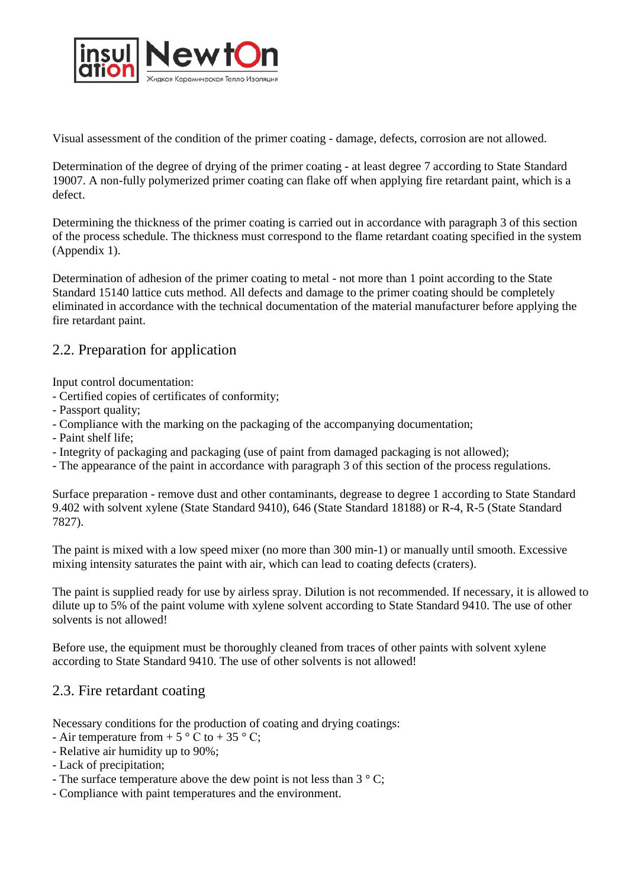Visual assessment of the condition of the primer coating - damage, defects, corrosion are not allowed.

Determination of the degree of drying of the primer coating - at least degree 7 according to State Standard 19007. A non-fully polymerized primer coating can flake off when applying fire retardant paint, which is a defect.

Determining the thickness of the primer coating is carried out in accordance with paragraph 3 of this section of the process schedule. The thickness must correspond to the flame retardant coating specified in the system (Appendix 1).

Determination of adhesion of the primer coating to metal - not more than 1 point according to the State Standard 15140 lattice cuts method. All defects and damage to the primer coating should be completely eliminated in accordance with the technical documentation of the material manufacturer before applying the fire retardant paint.

## 2.2. Preparation for application

Input control documentation:
- Certified copies of certificates of conformity;
- Passport quality;
- Compliance with the marking on the packaging of the accompanying documentation;
- Paint shelf life;
- Integrity of packaging and packaging (use of paint from damaged packaging is not allowed);
- The appearance of the paint in accordance with paragraph 3 of this section of the process regulations.

Surface preparation - remove dust and other contaminants, degrease to degree 1 according to State Standard 9.402 with solvent xylene (State Standard 9410), 646 (State Standard 18188) or R-4, R-5 (State Standard 7827).

The paint is mixed with a low speed mixer (no more than 300 min-1) or manually until smooth. Excessive mixing intensity saturates the paint with air, which can lead to coating defects (craters).

The paint is supplied ready for use by airless spray. Dilution is not recommended. If necessary, it is allowed to dilute up to 5% of the paint volume with xylene solvent according to State Standard 9410. The use of other solvents is not allowed!

Before use, the equipment must be thoroughly cleaned from traces of other paints with solvent xylene according to State Standard 9410. The use of other solvents is not allowed!

## 2.3. Fire retardant coating

Necessary conditions for the production of coating and drying coatings:
- Air temperature from + 5 ° C to + 35 ° C;
- Relative air humidity up to 90%;
- Lack of precipitation;
- The surface temperature above the dew point is not less than 3 ° C;
- Compliance with paint temperatures and the environment.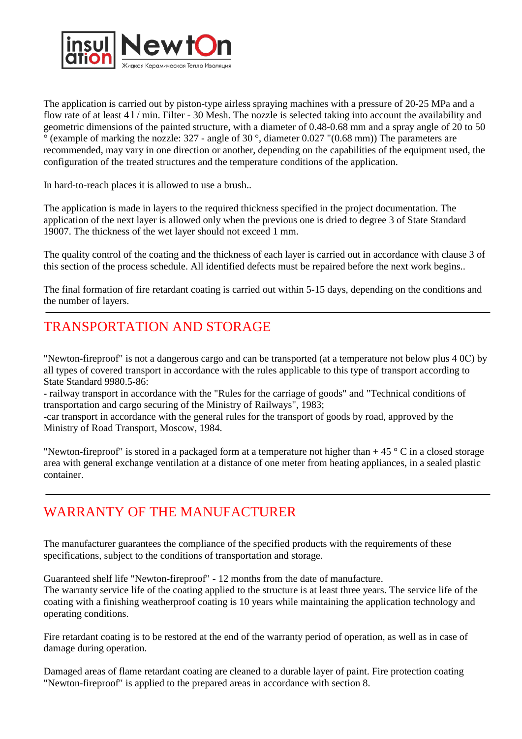The application is carried out by piston-type airless spraying machines with a pressure of 20-25 MPa and a flow rate of at least 4 l / min. Filter - 30 Mesh. The nozzle is selected taking into account the availability and geometric dimensions of the painted structure, with a diameter of 0.48-0.68 mm and a spray angle of 20 to 50 ° (example of marking the nozzle: 327 - angle of 30 °, diameter 0.027 "(0.68 mm)) The parameters are recommended, may vary in one direction or another, depending on the capabilities of the equipment used, the configuration of the treated structures and the temperature conditions of the application.

In hard-to-reach places it is allowed to use a brush..

The application is made in layers to the required thickness specified in the project documentation. The application of the next layer is allowed only when the previous one is dried to degree 3 of State Standard 19007. The thickness of the wet layer should not exceed 1 mm.

The quality control of the coating and the thickness of each layer is carried out in accordance with clause 3 of this section of the process schedule. All identified defects must be repaired before the next work begins..

The final formation of fire retardant coating is carried out within 5-15 days, depending on the conditions and the number of layers.

## TRANSPORTATION AND STORAGE

"Newton-fireproof" is not a dangerous cargo and can be transported (at a temperature not below plus 4 0C) by all types of covered transport in accordance with the rules applicable to this type of transport according to State Standard 9980.5-86:

- railway transport in accordance with the "Rules for the carriage of goods" and "Technical conditions of transportation and cargo securing of the Ministry of Railways", 1983;
- car transport in accordance with the general rules for the transport of goods by road, approved by the Ministry of Road Transport, Moscow, 1984.

"Newton-fireproof" is stored in a packaged form at a temperature not higher than + 45 ° C in a closed storage area with general exchange ventilation at a distance of one meter from heating appliances, in a sealed plastic container.

## WARRANTY OF THE MANUFACTURER

The manufacturer guarantees the compliance of the specified products with the requirements of these specifications, subject to the conditions of transportation and storage.

Guaranteed shelf life "Newton-fireproof" - 12 months from the date of manufacture.
The warranty service life of the coating applied to the structure is at least three years. The service life of the coating with a finishing weatherproof coating is 10 years while maintaining the application technology and operating conditions.

Fire retardant coating is to be restored at the end of the warranty period of operation, as well as in case of damage during operation.

Damaged areas of flame retardant coating are cleaned to a durable layer of paint. Fire protection coating "Newton-fireproof" is applied to the prepared areas in accordance with section 8.